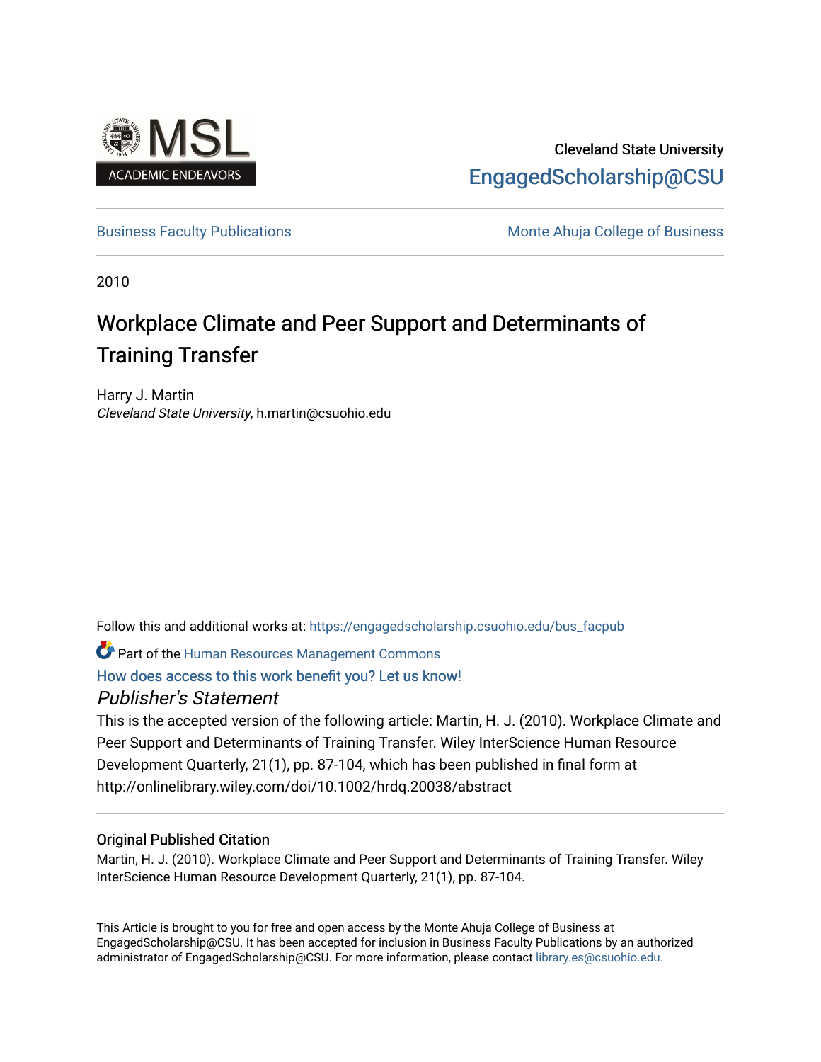Cleveland State University

EngagedScholarship@CSU

Business Faculty Publications | Monte Ahuja College of Business

2010

# Workplace Climate and Peer Support and Determinants of Training Transfer

Harry J. Martin
*Cleveland State University*, h.martin@csuohio.edu

Follow this and additional works at: https://engagedscholarship.csuohio.edu/bus_facpub

Part of the Human Resources Management Commons

How does access to this work benefit you? Let us know!

*Publisher's Statement*

This is the accepted version of the following article: Martin, H. J. (2010). Workplace Climate and Peer Support and Determinants of Training Transfer. Wiley InterScience Human Resource Development Quarterly, 21(1), pp. 87-104, which has been published in final form at http://onlinelibrary.wiley.com/doi/10.1002/hrdq.20038/abstract

## Original Published Citation

Martin, H. J. (2010). Workplace Climate and Peer Support and Determinants of Training Transfer. Wiley InterScience Human Resource Development Quarterly, 21(1), pp. 87-104.

This Article is brought to you for free and open access by the Monte Ahuja College of Business at EngagedScholarship@CSU. It has been accepted for inclusion in Business Faculty Publications by an authorized administrator of EngagedScholarship@CSU. For more information, please contact library.es@csuohio.edu.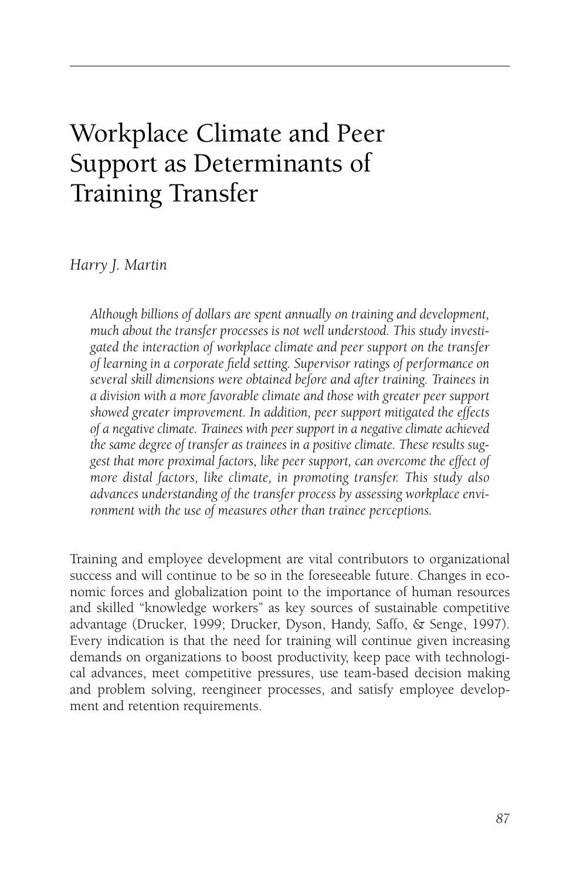# Workplace Climate and Peer Support as Determinants of Training Transfer

*Harry J. Martin*

*Although billions of dollars are spent annually on training and development, much about the transfer processes is not well understood. This study investigated the interaction of workplace climate and peer support on the transfer of learning in a corporate field setting. Supervisor ratings of performance on several skill dimensions were obtained before and after training. Trainees in a division with a more favorable climate and those with greater peer support showed greater improvement. In addition, peer support mitigated the effects of a negative climate. Trainees with peer support in a negative climate achieved the same degree of transfer as trainees in a positive climate. These results suggest that more proximal factors, like peer support, can overcome the effect of more distal factors, like climate, in promoting transfer. This study also advances understanding of the transfer process by assessing workplace environment with the use of measures other than trainee perceptions.*

Training and employee development are vital contributors to organizational success and will continue to be so in the foreseeable future. Changes in economic forces and globalization point to the importance of human resources and skilled "knowledge workers" as key sources of sustainable competitive advantage (Drucker, 1999; Drucker, Dyson, Handy, Saffo, & Senge, 1997). Every indication is that the need for training will continue given increasing demands on organizations to boost productivity, keep pace with technological advances, meet competitive pressures, use team-based decision making and problem solving, reengineer processes, and satisfy employee development and retention requirements.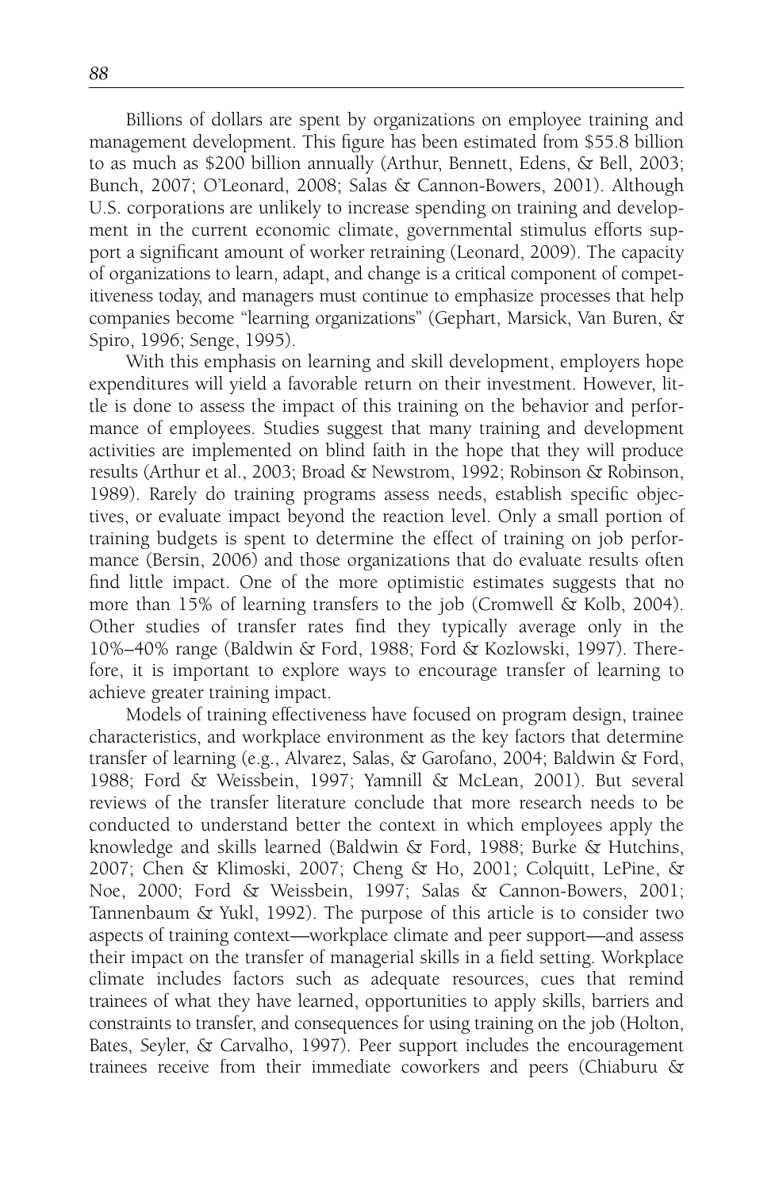Billions of dollars are spent by organizations on employee training and management development. This figure has been estimated from $55.8 billion to as much as $200 billion annually (Arthur, Bennett, Edens, & Bell, 2003; Bunch, 2007; O'Leonard, 2008; Salas & Cannon-Bowers, 2001). Although U.S. corporations are unlikely to increase spending on training and development in the current economic climate, governmental stimulus efforts support a significant amount of worker retraining (Leonard, 2009). The capacity of organizations to learn, adapt, and change is a critical component of competitiveness today, and managers must continue to emphasize processes that help companies become "learning organizations" (Gephart, Marsick, Van Buren, & Spiro, 1996; Senge, 1995).

With this emphasis on learning and skill development, employers hope expenditures will yield a favorable return on their investment. However, little is done to assess the impact of this training on the behavior and performance of employees. Studies suggest that many training and development activities are implemented on blind faith in the hope that they will produce results (Arthur et al., 2003; Broad & Newstrom, 1992; Robinson & Robinson, 1989). Rarely do training programs assess needs, establish specific objectives, or evaluate impact beyond the reaction level. Only a small portion of training budgets is spent to determine the effect of training on job performance (Bersin, 2006) and those organizations that do evaluate results often find little impact. One of the more optimistic estimates suggests that no more than 15% of learning transfers to the job (Cromwell & Kolb, 2004). Other studies of transfer rates find they typically average only in the 10%–40% range (Baldwin & Ford, 1988; Ford & Kozlowski, 1997). Therefore, it is important to explore ways to encourage transfer of learning to achieve greater training impact.

Models of training effectiveness have focused on program design, trainee characteristics, and workplace environment as the key factors that determine transfer of learning (e.g., Alvarez, Salas, & Garofano, 2004; Baldwin & Ford, 1988; Ford & Weissbein, 1997; Yamnill & McLean, 2001). But several reviews of the transfer literature conclude that more research needs to be conducted to understand better the context in which employees apply the knowledge and skills learned (Baldwin & Ford, 1988; Burke & Hutchins, 2007; Chen & Klimoski, 2007; Cheng & Ho, 2001; Colquitt, LePine, & Noe, 2000; Ford & Weissbein, 1997; Salas & Cannon-Bowers, 2001; Tannenbaum & Yukl, 1992). The purpose of this article is to consider two aspects of training context—workplace climate and peer support—and assess their impact on the transfer of managerial skills in a field setting. Workplace climate includes factors such as adequate resources, cues that remind trainees of what they have learned, opportunities to apply skills, barriers and constraints to transfer, and consequences for using training on the job (Holton, Bates, Seyler, & Carvalho, 1997). Peer support includes the encouragement trainees receive from their immediate coworkers and peers (Chiaburu &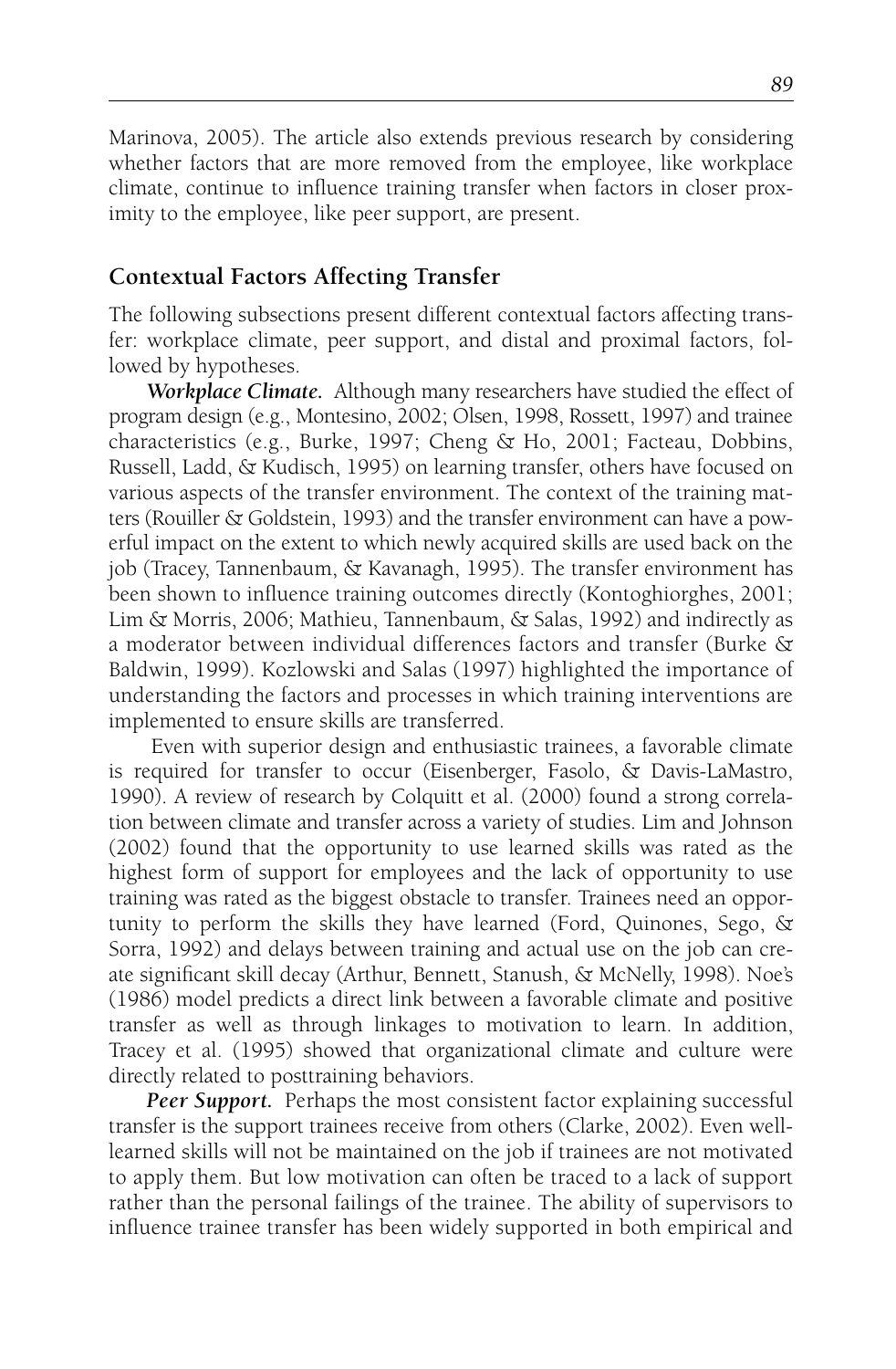Marinova, 2005). The article also extends previous research by considering whether factors that are more removed from the employee, like workplace climate, continue to influence training transfer when factors in closer proximity to the employee, like peer support, are present.

## Contextual Factors Affecting Transfer

The following subsections present different contextual factors affecting transfer: workplace climate, peer support, and distal and proximal factors, followed by hypotheses.

***Workplace Climate.*** Although many researchers have studied the effect of program design (e.g., Montesino, 2002; Olsen, 1998, Rossett, 1997) and trainee characteristics (e.g., Burke, 1997; Cheng & Ho, 2001; Facteau, Dobbins, Russell, Ladd, & Kudisch, 1995) on learning transfer, others have focused on various aspects of the transfer environment. The context of the training matters (Rouiller & Goldstein, 1993) and the transfer environment can have a powerful impact on the extent to which newly acquired skills are used back on the job (Tracey, Tannenbaum, & Kavanagh, 1995). The transfer environment has been shown to influence training outcomes directly (Kontoghiorghes, 2001; Lim & Morris, 2006; Mathieu, Tannenbaum, & Salas, 1992) and indirectly as a moderator between individual differences factors and transfer (Burke & Baldwin, 1999). Kozlowski and Salas (1997) highlighted the importance of understanding the factors and processes in which training interventions are implemented to ensure skills are transferred.

Even with superior design and enthusiastic trainees, a favorable climate is required for transfer to occur (Eisenberger, Fasolo, & Davis-LaMastro, 1990). A review of research by Colquitt et al. (2000) found a strong correlation between climate and transfer across a variety of studies. Lim and Johnson (2002) found that the opportunity to use learned skills was rated as the highest form of support for employees and the lack of opportunity to use training was rated as the biggest obstacle to transfer. Trainees need an opportunity to perform the skills they have learned (Ford, Quinones, Sego, & Sorra, 1992) and delays between training and actual use on the job can create significant skill decay (Arthur, Bennett, Stanush, & McNelly, 1998). Noe's (1986) model predicts a direct link between a favorable climate and positive transfer as well as through linkages to motivation to learn. In addition, Tracey et al. (1995) showed that organizational climate and culture were directly related to posttraining behaviors.

***Peer Support.*** Perhaps the most consistent factor explaining successful transfer is the support trainees receive from others (Clarke, 2002). Even well-learned skills will not be maintained on the job if trainees are not motivated to apply them. But low motivation can often be traced to a lack of support rather than the personal failings of the trainee. The ability of supervisors to influence trainee transfer has been widely supported in both empirical and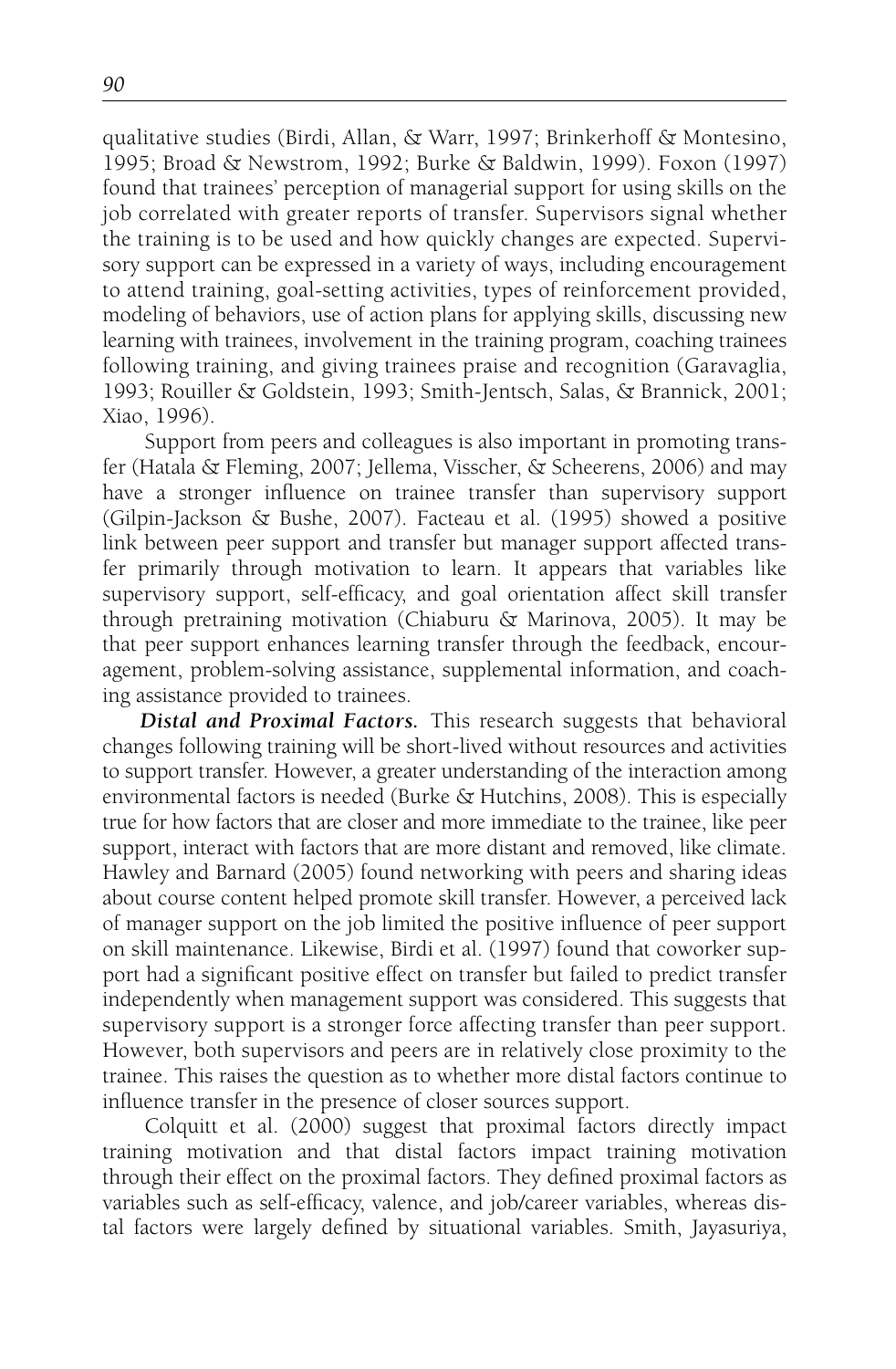qualitative studies (Birdi, Allan, & Warr, 1997; Brinkerhoff & Montesino, 1995; Broad & Newstrom, 1992; Burke & Baldwin, 1999). Foxon (1997) found that trainees' perception of managerial support for using skills on the job correlated with greater reports of transfer. Supervisors signal whether the training is to be used and how quickly changes are expected. Supervisory support can be expressed in a variety of ways, including encouragement to attend training, goal-setting activities, types of reinforcement provided, modeling of behaviors, use of action plans for applying skills, discussing new learning with trainees, involvement in the training program, coaching trainees following training, and giving trainees praise and recognition (Garavaglia, 1993; Rouiller & Goldstein, 1993; Smith-Jentsch, Salas, & Brannick, 2001; Xiao, 1996).

Support from peers and colleagues is also important in promoting transfer (Hatala & Fleming, 2007; Jellema, Visscher, & Scheerens, 2006) and may have a stronger influence on trainee transfer than supervisory support (Gilpin-Jackson & Bushe, 2007). Facteau et al. (1995) showed a positive link between peer support and transfer but manager support affected transfer primarily through motivation to learn. It appears that variables like supervisory support, self-efficacy, and goal orientation affect skill transfer through pretraining motivation (Chiaburu & Marinova, 2005). It may be that peer support enhances learning transfer through the feedback, encouragement, problem-solving assistance, supplemental information, and coaching assistance provided to trainees.

***Distal and Proximal Factors.*** This research suggests that behavioral changes following training will be short-lived without resources and activities to support transfer. However, a greater understanding of the interaction among environmental factors is needed (Burke & Hutchins, 2008). This is especially true for how factors that are closer and more immediate to the trainee, like peer support, interact with factors that are more distant and removed, like climate. Hawley and Barnard (2005) found networking with peers and sharing ideas about course content helped promote skill transfer. However, a perceived lack of manager support on the job limited the positive influence of peer support on skill maintenance. Likewise, Birdi et al. (1997) found that coworker support had a significant positive effect on transfer but failed to predict transfer independently when management support was considered. This suggests that supervisory support is a stronger force affecting transfer than peer support. However, both supervisors and peers are in relatively close proximity to the trainee. This raises the question as to whether more distal factors continue to influence transfer in the presence of closer sources support.

Colquitt et al. (2000) suggest that proximal factors directly impact training motivation and that distal factors impact training motivation through their effect on the proximal factors. They defined proximal factors as variables such as self-efficacy, valence, and job/career variables, whereas distal factors were largely defined by situational variables. Smith, Jayasuriya,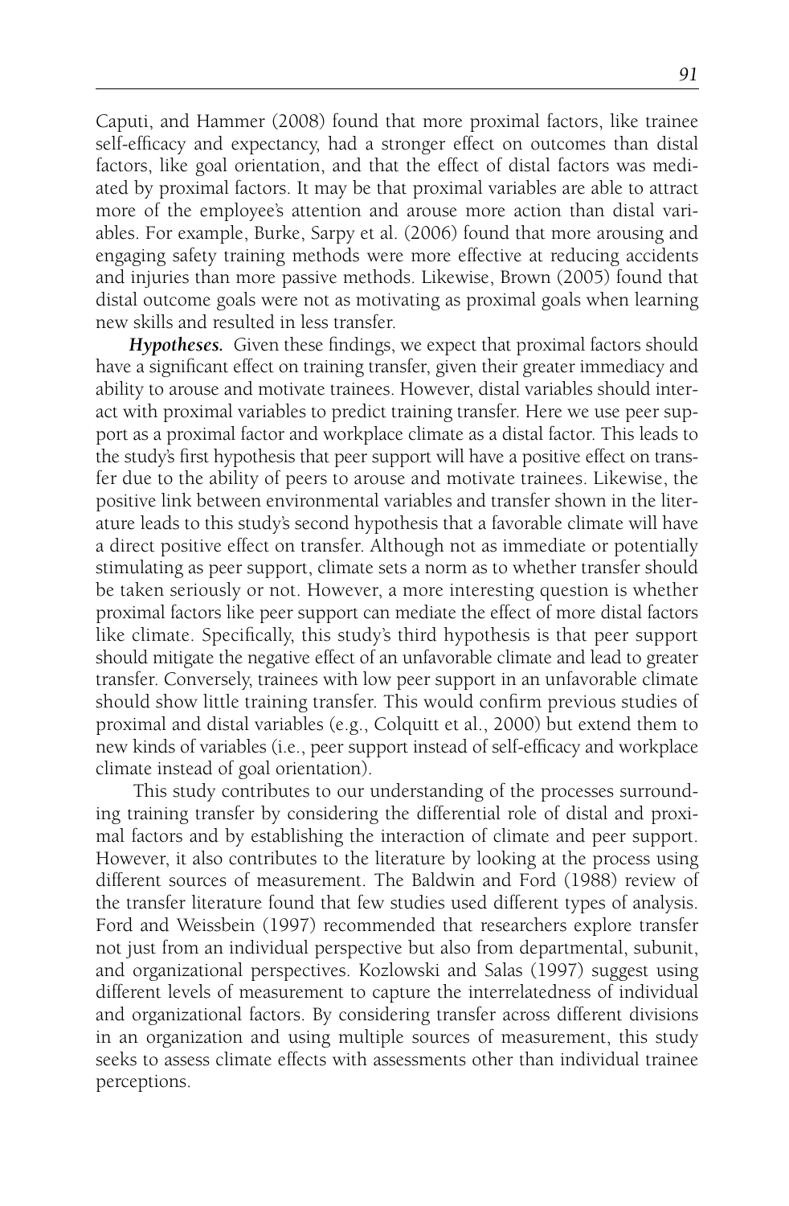Caputi, and Hammer (2008) found that more proximal factors, like trainee self-efficacy and expectancy, had a stronger effect on outcomes than distal factors, like goal orientation, and that the effect of distal factors was mediated by proximal factors. It may be that proximal variables are able to attract more of the employee's attention and arouse more action than distal variables. For example, Burke, Sarpy et al. (2006) found that more arousing and engaging safety training methods were more effective at reducing accidents and injuries than more passive methods. Likewise, Brown (2005) found that distal outcome goals were not as motivating as proximal goals when learning new skills and resulted in less transfer.

***Hypotheses.*** Given these findings, we expect that proximal factors should have a significant effect on training transfer, given their greater immediacy and ability to arouse and motivate trainees. However, distal variables should interact with proximal variables to predict training transfer. Here we use peer support as a proximal factor and workplace climate as a distal factor. This leads to the study's first hypothesis that peer support will have a positive effect on transfer due to the ability of peers to arouse and motivate trainees. Likewise, the positive link between environmental variables and transfer shown in the literature leads to this study's second hypothesis that a favorable climate will have a direct positive effect on transfer. Although not as immediate or potentially stimulating as peer support, climate sets a norm as to whether transfer should be taken seriously or not. However, a more interesting question is whether proximal factors like peer support can mediate the effect of more distal factors like climate. Specifically, this study's third hypothesis is that peer support should mitigate the negative effect of an unfavorable climate and lead to greater transfer. Conversely, trainees with low peer support in an unfavorable climate should show little training transfer. This would confirm previous studies of proximal and distal variables (e.g., Colquitt et al., 2000) but extend them to new kinds of variables (i.e., peer support instead of self-efficacy and workplace climate instead of goal orientation).

This study contributes to our understanding of the processes surrounding training transfer by considering the differential role of distal and proximal factors and by establishing the interaction of climate and peer support. However, it also contributes to the literature by looking at the process using different sources of measurement. The Baldwin and Ford (1988) review of the transfer literature found that few studies used different types of analysis. Ford and Weissbein (1997) recommended that researchers explore transfer not just from an individual perspective but also from departmental, subunit, and organizational perspectives. Kozlowski and Salas (1997) suggest using different levels of measurement to capture the interrelatedness of individual and organizational factors. By considering transfer across different divisions in an organization and using multiple sources of measurement, this study seeks to assess climate effects with assessments other than individual trainee perceptions.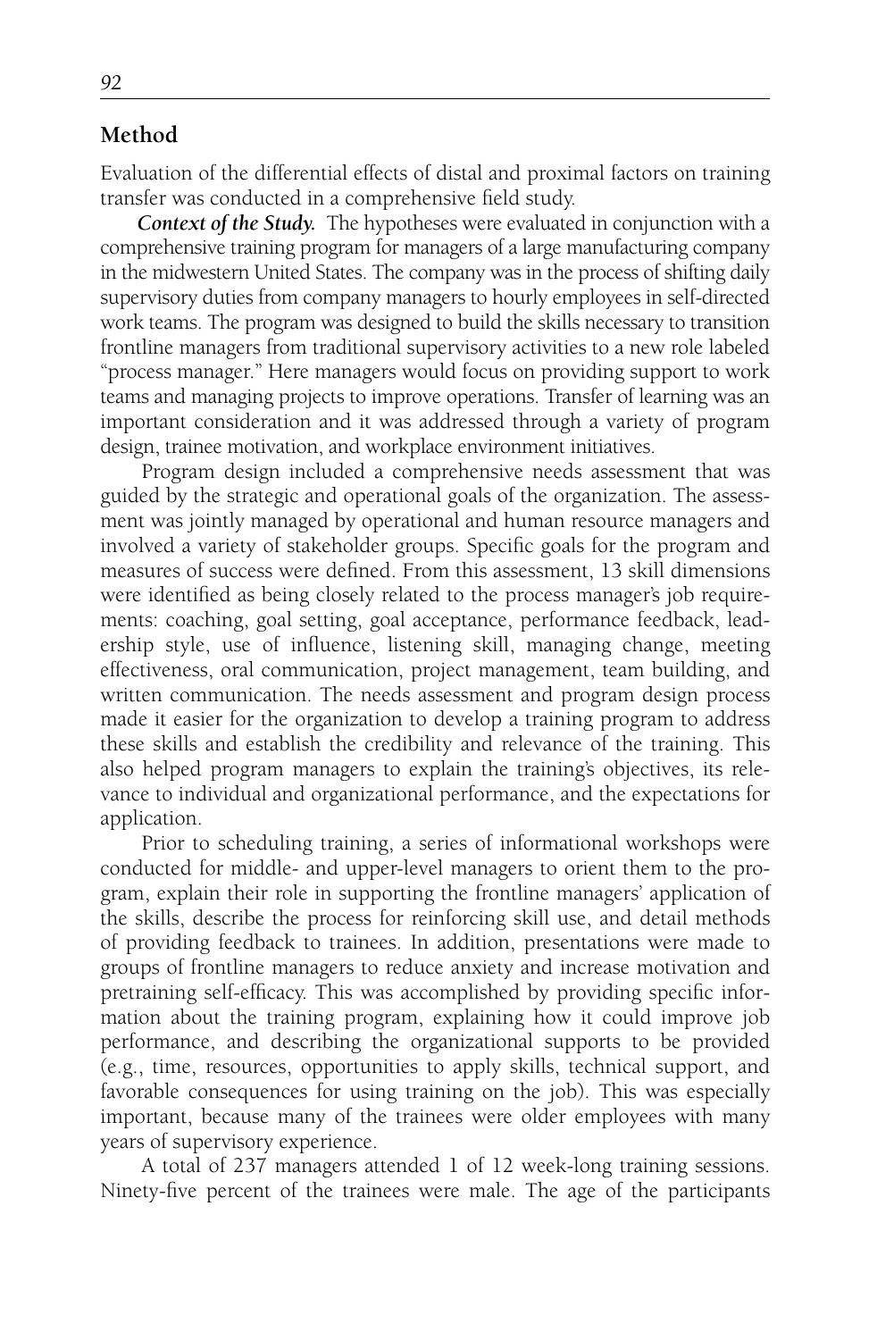## Method

Evaluation of the differential effects of distal and proximal factors on training transfer was conducted in a comprehensive field study.

***Context of the Study.*** The hypotheses were evaluated in conjunction with a comprehensive training program for managers of a large manufacturing company in the midwestern United States. The company was in the process of shifting daily supervisory duties from company managers to hourly employees in self-directed work teams. The program was designed to build the skills necessary to transition frontline managers from traditional supervisory activities to a new role labeled "process manager." Here managers would focus on providing support to work teams and managing projects to improve operations. Transfer of learning was an important consideration and it was addressed through a variety of program design, trainee motivation, and workplace environment initiatives.

Program design included a comprehensive needs assessment that was guided by the strategic and operational goals of the organization. The assessment was jointly managed by operational and human resource managers and involved a variety of stakeholder groups. Specific goals for the program and measures of success were defined. From this assessment, 13 skill dimensions were identified as being closely related to the process manager's job requirements: coaching, goal setting, goal acceptance, performance feedback, leadership style, use of influence, listening skill, managing change, meeting effectiveness, oral communication, project management, team building, and written communication. The needs assessment and program design process made it easier for the organization to develop a training program to address these skills and establish the credibility and relevance of the training. This also helped program managers to explain the training's objectives, its relevance to individual and organizational performance, and the expectations for application.

Prior to scheduling training, a series of informational workshops were conducted for middle- and upper-level managers to orient them to the program, explain their role in supporting the frontline managers' application of the skills, describe the process for reinforcing skill use, and detail methods of providing feedback to trainees. In addition, presentations were made to groups of frontline managers to reduce anxiety and increase motivation and pretraining self-efficacy. This was accomplished by providing specific information about the training program, explaining how it could improve job performance, and describing the organizational supports to be provided (e.g., time, resources, opportunities to apply skills, technical support, and favorable consequences for using training on the job). This was especially important, because many of the trainees were older employees with many years of supervisory experience.

A total of 237 managers attended 1 of 12 week-long training sessions. Ninety-five percent of the trainees were male. The age of the participants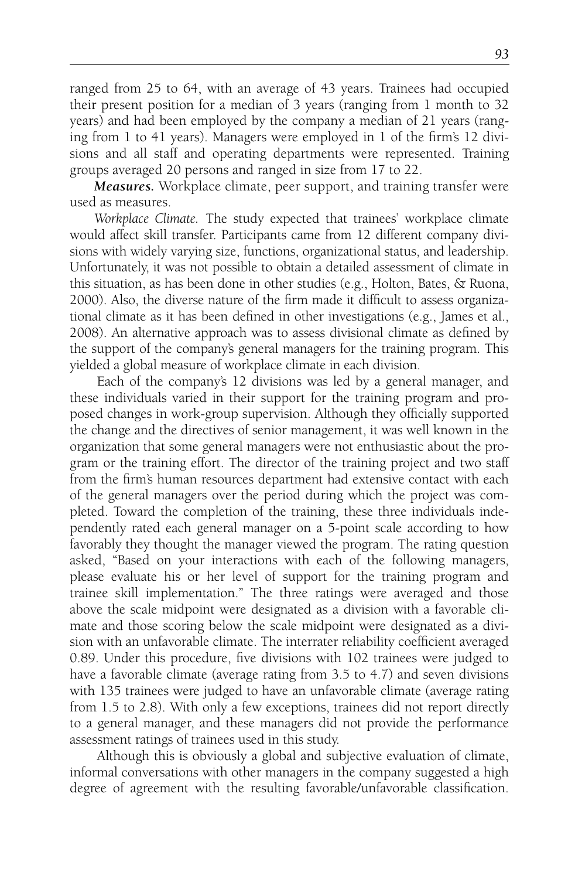ranged from 25 to 64, with an average of 43 years. Trainees had occupied their present position for a median of 3 years (ranging from 1 month to 32 years) and had been employed by the company a median of 21 years (ranging from 1 to 41 years). Managers were employed in 1 of the firm's 12 divisions and all staff and operating departments were represented. Training groups averaged 20 persons and ranged in size from 17 to 22.

***Measures.*** Workplace climate, peer support, and training transfer were used as measures.

*Workplace Climate.* The study expected that trainees' workplace climate would affect skill transfer. Participants came from 12 different company divisions with widely varying size, functions, organizational status, and leadership. Unfortunately, it was not possible to obtain a detailed assessment of climate in this situation, as has been done in other studies (e.g., Holton, Bates, & Ruona, 2000). Also, the diverse nature of the firm made it difficult to assess organizational climate as it has been defined in other investigations (e.g., James et al., 2008). An alternative approach was to assess divisional climate as defined by the support of the company's general managers for the training program. This yielded a global measure of workplace climate in each division.

Each of the company's 12 divisions was led by a general manager, and these individuals varied in their support for the training program and proposed changes in work-group supervision. Although they officially supported the change and the directives of senior management, it was well known in the organization that some general managers were not enthusiastic about the program or the training effort. The director of the training project and two staff from the firm's human resources department had extensive contact with each of the general managers over the period during which the project was completed. Toward the completion of the training, these three individuals independently rated each general manager on a 5-point scale according to how favorably they thought the manager viewed the program. The rating question asked, "Based on your interactions with each of the following managers, please evaluate his or her level of support for the training program and trainee skill implementation." The three ratings were averaged and those above the scale midpoint were designated as a division with a favorable climate and those scoring below the scale midpoint were designated as a division with an unfavorable climate. The interrater reliability coefficient averaged 0.89. Under this procedure, five divisions with 102 trainees were judged to have a favorable climate (average rating from 3.5 to 4.7) and seven divisions with 135 trainees were judged to have an unfavorable climate (average rating from 1.5 to 2.8). With only a few exceptions, trainees did not report directly to a general manager, and these managers did not provide the performance assessment ratings of trainees used in this study.

Although this is obviously a global and subjective evaluation of climate, informal conversations with other managers in the company suggested a high degree of agreement with the resulting favorable/unfavorable classification.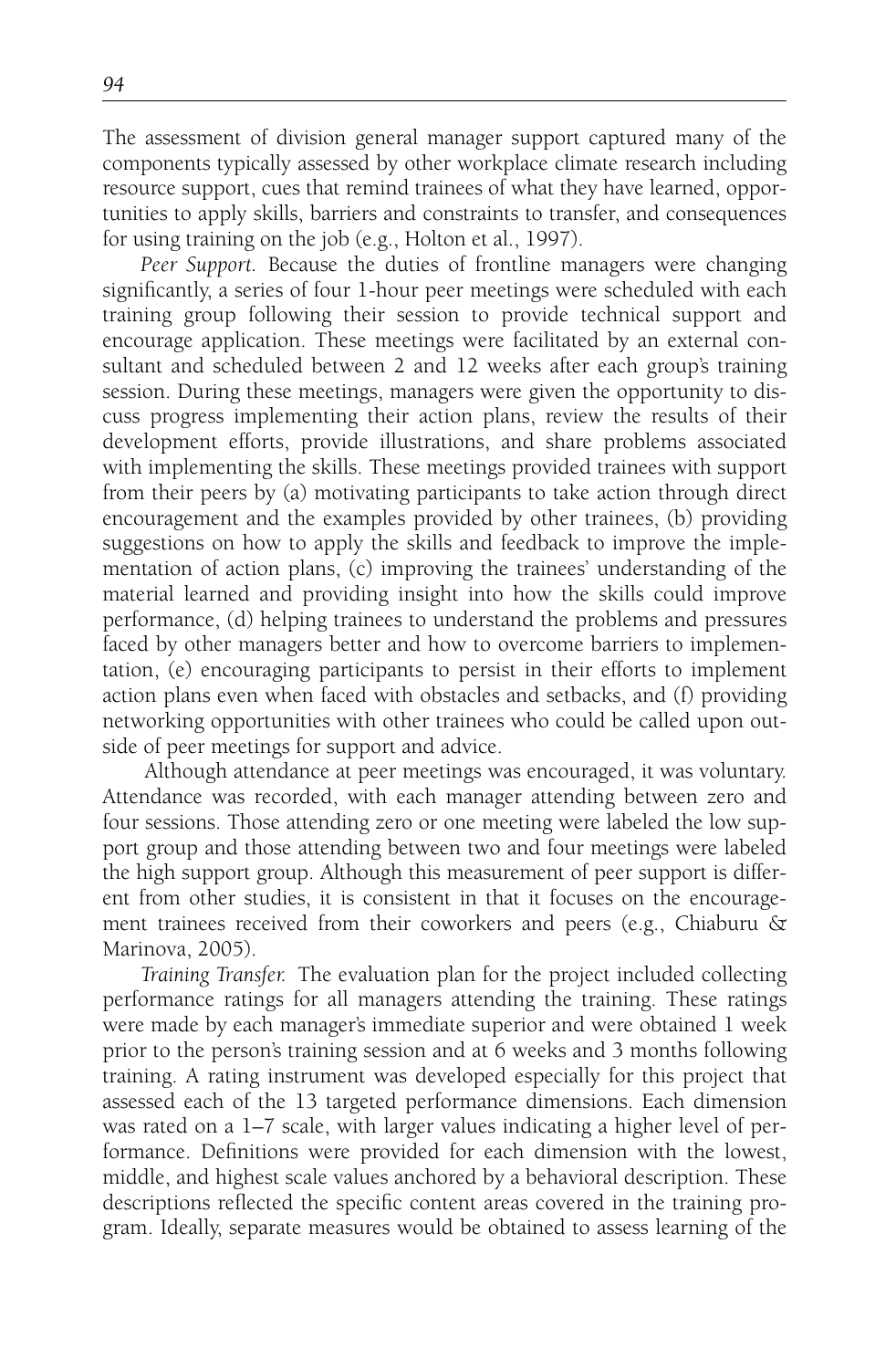The assessment of division general manager support captured many of the components typically assessed by other workplace climate research including resource support, cues that remind trainees of what they have learned, opportunities to apply skills, barriers and constraints to transfer, and consequences for using training on the job (e.g., Holton et al., 1997).

*Peer Support.* Because the duties of frontline managers were changing significantly, a series of four 1-hour peer meetings were scheduled with each training group following their session to provide technical support and encourage application. These meetings were facilitated by an external consultant and scheduled between 2 and 12 weeks after each group's training session. During these meetings, managers were given the opportunity to discuss progress implementing their action plans, review the results of their development efforts, provide illustrations, and share problems associated with implementing the skills. These meetings provided trainees with support from their peers by (a) motivating participants to take action through direct encouragement and the examples provided by other trainees, (b) providing suggestions on how to apply the skills and feedback to improve the implementation of action plans, (c) improving the trainees' understanding of the material learned and providing insight into how the skills could improve performance, (d) helping trainees to understand the problems and pressures faced by other managers better and how to overcome barriers to implementation, (e) encouraging participants to persist in their efforts to implement action plans even when faced with obstacles and setbacks, and (f) providing networking opportunities with other trainees who could be called upon outside of peer meetings for support and advice.

Although attendance at peer meetings was encouraged, it was voluntary. Attendance was recorded, with each manager attending between zero and four sessions. Those attending zero or one meeting were labeled the low support group and those attending between two and four meetings were labeled the high support group. Although this measurement of peer support is different from other studies, it is consistent in that it focuses on the encouragement trainees received from their coworkers and peers (e.g., Chiaburu & Marinova, 2005).

*Training Transfer.* The evaluation plan for the project included collecting performance ratings for all managers attending the training. These ratings were made by each manager's immediate superior and were obtained 1 week prior to the person's training session and at 6 weeks and 3 months following training. A rating instrument was developed especially for this project that assessed each of the 13 targeted performance dimensions. Each dimension was rated on a 1–7 scale, with larger values indicating a higher level of performance. Definitions were provided for each dimension with the lowest, middle, and highest scale values anchored by a behavioral description. These descriptions reflected the specific content areas covered in the training program. Ideally, separate measures would be obtained to assess learning of the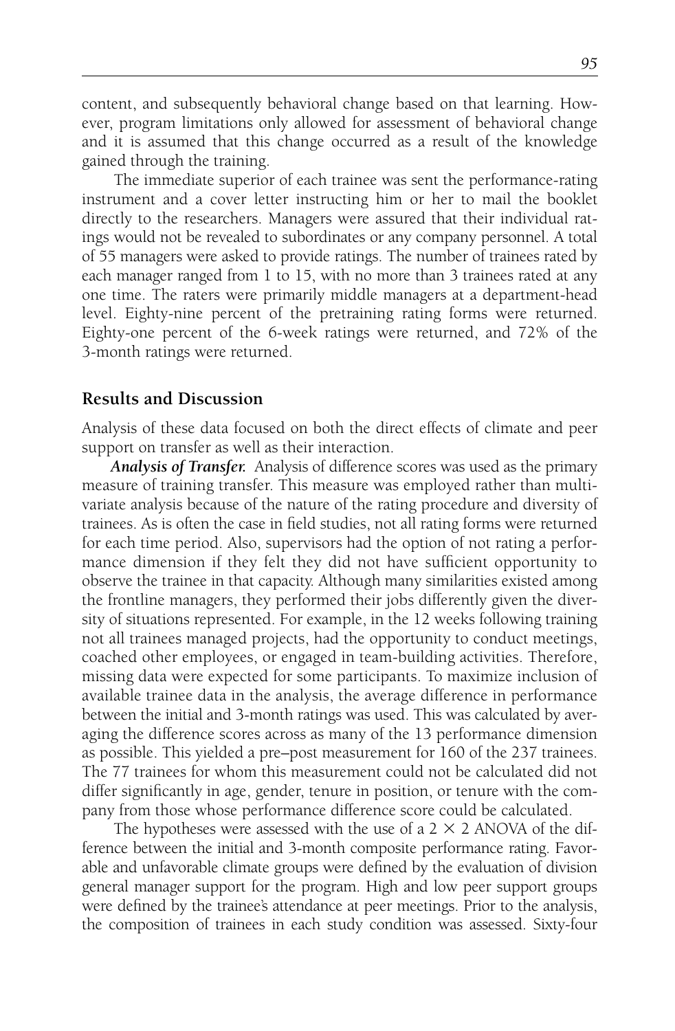content, and subsequently behavioral change based on that learning. However, program limitations only allowed for assessment of behavioral change and it is assumed that this change occurred as a result of the knowledge gained through the training.

The immediate superior of each trainee was sent the performance-rating instrument and a cover letter instructing him or her to mail the booklet directly to the researchers. Managers were assured that their individual ratings would not be revealed to subordinates or any company personnel. A total of 55 managers were asked to provide ratings. The number of trainees rated by each manager ranged from 1 to 15, with no more than 3 trainees rated at any one time. The raters were primarily middle managers at a department-head level. Eighty-nine percent of the pretraining rating forms were returned. Eighty-one percent of the 6-week ratings were returned, and 72% of the 3-month ratings were returned.

## Results and Discussion

Analysis of these data focused on both the direct effects of climate and peer support on transfer as well as their interaction.

***Analysis of Transfer.*** Analysis of difference scores was used as the primary measure of training transfer. This measure was employed rather than multivariate analysis because of the nature of the rating procedure and diversity of trainees. As is often the case in field studies, not all rating forms were returned for each time period. Also, supervisors had the option of not rating a performance dimension if they felt they did not have sufficient opportunity to observe the trainee in that capacity. Although many similarities existed among the frontline managers, they performed their jobs differently given the diversity of situations represented. For example, in the 12 weeks following training not all trainees managed projects, had the opportunity to conduct meetings, coached other employees, or engaged in team-building activities. Therefore, missing data were expected for some participants. To maximize inclusion of available trainee data in the analysis, the average difference in performance between the initial and 3-month ratings was used. This was calculated by averaging the difference scores across as many of the 13 performance dimension as possible. This yielded a pre–post measurement for 160 of the 237 trainees. The 77 trainees for whom this measurement could not be calculated did not differ significantly in age, gender, tenure in position, or tenure with the company from those whose performance difference score could be calculated.

The hypotheses were assessed with the use of a $2 \times 2$ ANOVA of the difference between the initial and 3-month composite performance rating. Favorable and unfavorable climate groups were defined by the evaluation of division general manager support for the program. High and low peer support groups were defined by the trainee's attendance at peer meetings. Prior to the analysis, the composition of trainees in each study condition was assessed. Sixty-four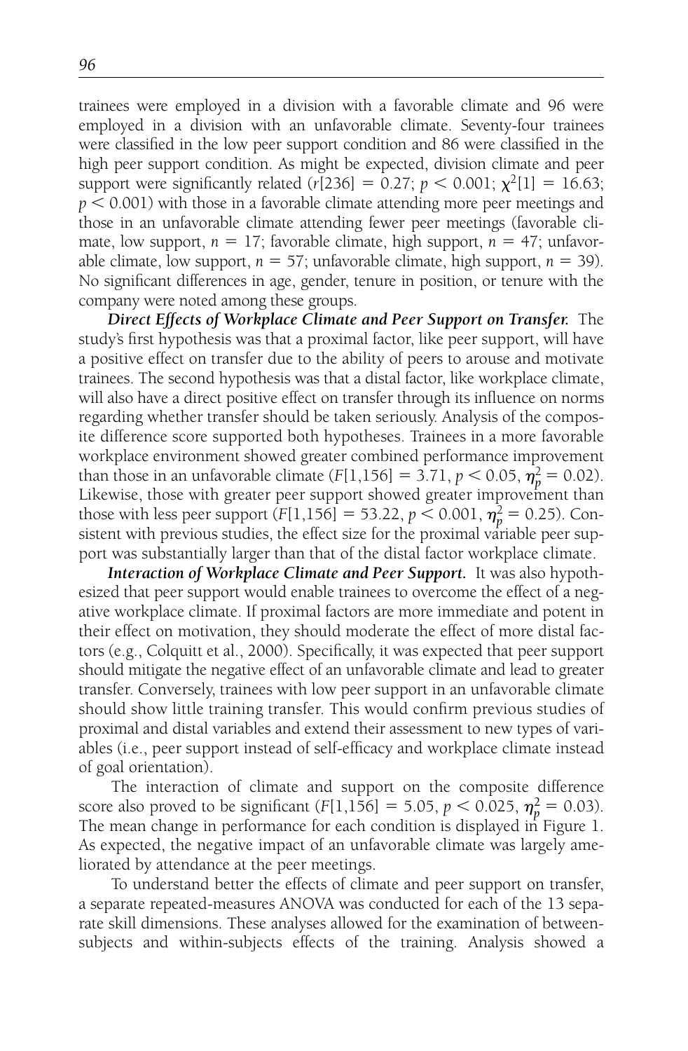trainees were employed in a division with a favorable climate and 96 were employed in a division with an unfavorable climate. Seventy-four trainees were classified in the low peer support condition and 86 were classified in the high peer support condition. As might be expected, division climate and peer support were significantly related ($r[236] = 0.27$; $p < 0.001$; $\chi^2[1] = 16.63$; $p < 0.001$) with those in a favorable climate attending more peer meetings and those in an unfavorable climate attending fewer peer meetings (favorable climate, low support, $n = 17$; favorable climate, high support, $n = 47$; unfavorable climate, low support, $n = 57$; unfavorable climate, high support, $n = 39$). No significant differences in age, gender, tenure in position, or tenure with the company were noted among these groups.

***Direct Effects of Workplace Climate and Peer Support on Transfer.*** The study's first hypothesis was that a proximal factor, like peer support, will have a positive effect on transfer due to the ability of peers to arouse and motivate trainees. The second hypothesis was that a distal factor, like workplace climate, will also have a direct positive effect on transfer through its influence on norms regarding whether transfer should be taken seriously. Analysis of the composite difference score supported both hypotheses. Trainees in a more favorable workplace environment showed greater combined performance improvement than those in an unfavorable climate ($F[1,156] = 3.71$, $p < 0.05$, $\eta_p^2 = 0.02$). Likewise, those with greater peer support showed greater improvement than those with less peer support ($F[1,156] = 53.22$, $p < 0.001$, $\eta_p^2 = 0.25$). Consistent with previous studies, the effect size for the proximal variable peer support was substantially larger than that of the distal factor workplace climate.

***Interaction of Workplace Climate and Peer Support.*** It was also hypothesized that peer support would enable trainees to overcome the effect of a negative workplace climate. If proximal factors are more immediate and potent in their effect on motivation, they should moderate the effect of more distal factors (e.g., Colquitt et al., 2000). Specifically, it was expected that peer support should mitigate the negative effect of an unfavorable climate and lead to greater transfer. Conversely, trainees with low peer support in an unfavorable climate should show little training transfer. This would confirm previous studies of proximal and distal variables and extend their assessment to new types of variables (i.e., peer support instead of self-efficacy and workplace climate instead of goal orientation).

The interaction of climate and support on the composite difference score also proved to be significant ($F[1,156] = 5.05$, $p < 0.025$, $\eta_p^2 = 0.03$). The mean change in performance for each condition is displayed in Figure 1. As expected, the negative impact of an unfavorable climate was largely ameliorated by attendance at the peer meetings.

To understand better the effects of climate and peer support on transfer, a separate repeated-measures ANOVA was conducted for each of the 13 separate skill dimensions. These analyses allowed for the examination of between-subjects and within-subjects effects of the training. Analysis showed a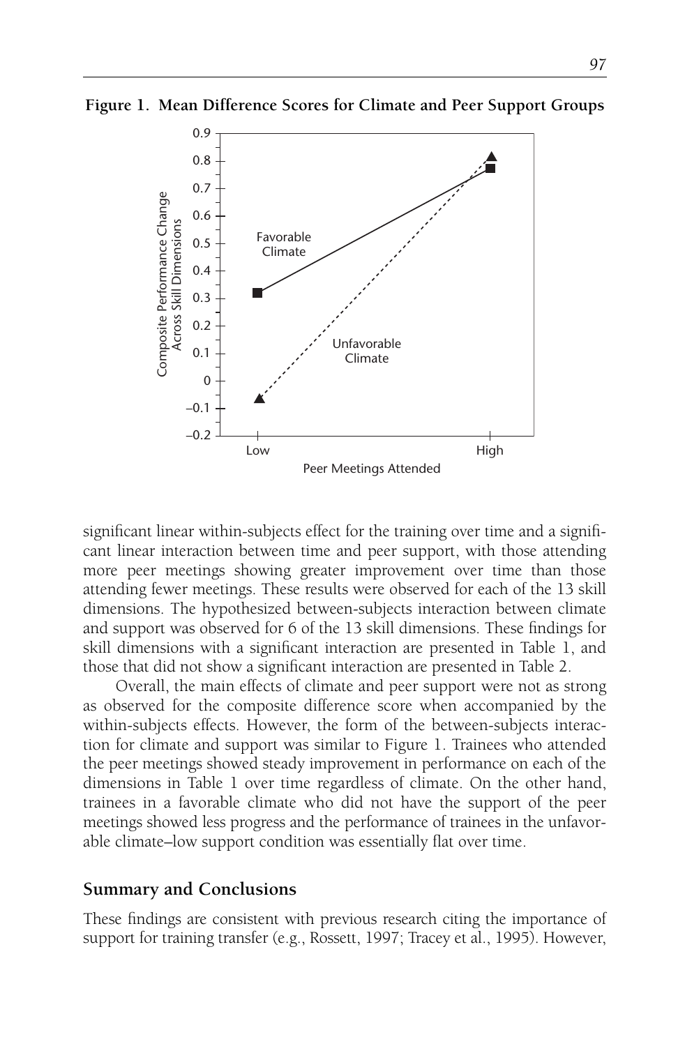**Figure 1. Mean Difference Scores for Climate and Peer Support Groups**

significant linear within-subjects effect for the training over time and a significant linear interaction between time and peer support, with those attending more peer meetings showing greater improvement over time than those attending fewer meetings. These results were observed for each of the 13 skill dimensions. The hypothesized between-subjects interaction between climate and support was observed for 6 of the 13 skill dimensions. These findings for skill dimensions with a significant interaction are presented in Table 1, and those that did not show a significant interaction are presented in Table 2.

Overall, the main effects of climate and peer support were not as strong as observed for the composite difference score when accompanied by the within-subjects effects. However, the form of the between-subjects interaction for climate and support was similar to Figure 1. Trainees who attended the peer meetings showed steady improvement in performance on each of the dimensions in Table 1 over time regardless of climate. On the other hand, trainees in a favorable climate who did not have the support of the peer meetings showed less progress and the performance of trainees in the unfavorable climate–low support condition was essentially flat over time.

## Summary and Conclusions

These findings are consistent with previous research citing the importance of support for training transfer (e.g., Rossett, 1997; Tracey et al., 1995). However,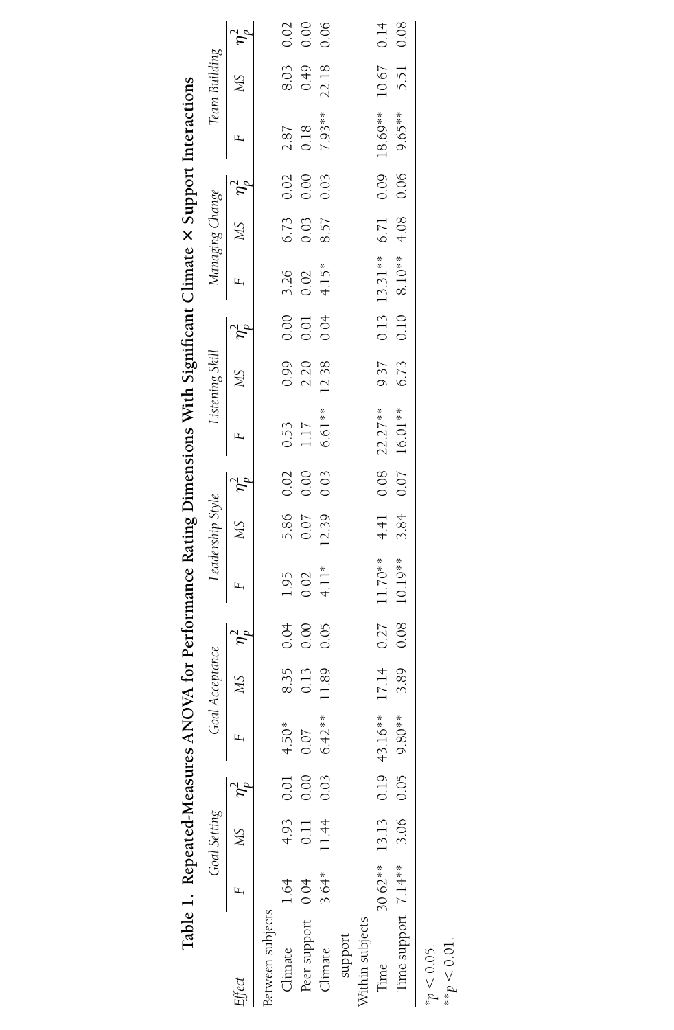**Table 1. Repeated-Measures ANOVA for Performance Rating Dimensions With Significant Climate × Support Interactions**

| *Effect* | *Goal Setting* | | | *Goal Acceptance* | | | *Leadership Style* | | | *Listening Skill* | | | *Managing Change* | | | *Team Building* | | |
|---|---|---|---|---|---|---|---|---|---|---|---|---|---|---|---|---|---|---|
| | *F* | *MS* | $\eta_p^2$ | *F* | *MS* | $\eta_p^2$ | *F* | *MS* | $\eta_p^2$ | *F* | *MS* | $\eta_p^2$ | *F* | *MS* | $\eta_p^2$ | *F* | *MS* | $\eta_p^2$ |
| Between subjects | | | | | | | | | | | | | | | | | | |
| Climate | 1.64 | 4.93 | 0.01 | 4.50* | 8.35 | 0.04 | 1.95 | 5.86 | 0.02 | 0.53 | 0.99 | 0.00 | 3.26 | 6.73 | 0.02 | 2.87 | 8.03 | 0.02 |
| Peer support | 0.04 | 0.11 | 0.00 | 0.07 | 0.13 | 0.00 | 0.02 | 0.07 | 0.00 | 1.17 | 2.20 | 0.01 | 0.02 | 0.03 | 0.00 | 0.18 | 0.49 | 0.00 |
| Climate support | 3.64* | 11.44 | 0.03 | 6.42** | 11.89 | 0.05 | 4.11* | 12.39 | 0.03 | 6.61** | 12.38 | 0.04 | 4.15* | 8.57 | 0.03 | 7.93** | 22.18 | 0.06 |
| Within subjects | | | | | | | | | | | | | | | | | | |
| Time | 30.62** | 13.13 | 0.19 | 43.16** | 17.14 | 0.27 | 11.70** | 4.41 | 0.08 | 22.27** | 9.37 | 0.13 | 13.31** | 6.71 | 0.09 | 18.69** | 10.67 | 0.14 |
| Time support | 7.14** | 3.06 | 0.05 | 9.80** | 3.89 | 0.08 | 10.19** | 3.84 | 0.07 | 16.01** | 6.73 | 0.10 | 8.10** | 4.08 | 0.06 | 9.65** | 5.51 | 0.08 |

*$p < 0.05$.
**$p < 0.01$.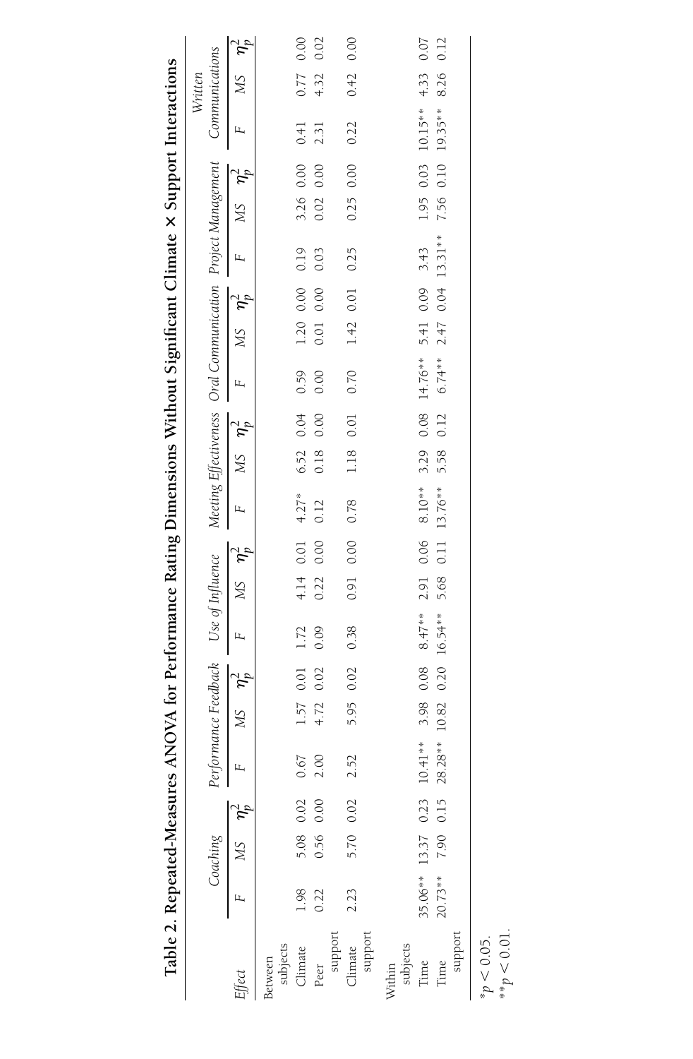**Table 2. Repeated-Measures ANOVA for Performance Rating Dimensions Without Significant Climate × Support Interactions**

| *Effect* | *Coaching* | | | *Performance Feedback* | | | *Use of Influence* | | | *Meeting Effectiveness* | | | *Oral Communication* | | | *Project Management* | | | *Written Communications* | | |
|---|---|---|---|---|---|---|---|---|---|---|---|---|---|---|---|---|---|---|---|---|---|
| | *F* | *MS* | $\eta_p^2$ | *F* | *MS* | $\eta_p^2$ | *F* | *MS* | $\eta_p^2$ | *F* | *MS* | $\eta_p^2$ | *F* | *MS* | $\eta_p^2$ | *F* | *MS* | $\eta_p^2$ | *F* | *MS* | $\eta_p^2$ |
| Between subjects | | | | | | | | | | | | | | | | | | | | | |
| Climate | 1.98 | 5.08 | 0.02 | 0.67 | 1.57 | 0.01 | 1.72 | 4.14 | 0.01 | 4.27* | 6.52 | 0.04 | 0.59 | 1.20 | 0.00 | 0.19 | 3.26 | 0.00 | 0.41 | 0.77 | 0.00 |
| Peer support | 0.22 | 0.56 | 0.00 | 2.00 | 4.72 | 0.02 | 0.09 | 0.22 | 0.00 | 0.12 | 0.18 | 0.00 | 0.00 | 0.01 | 0.00 | 0.03 | 0.02 | 0.00 | 2.31 | 4.32 | 0.02 |
| Climate support | 2.23 | 5.70 | 0.02 | 2.52 | 5.95 | 0.02 | 0.38 | 0.91 | 0.00 | 0.78 | 1.18 | 0.01 | 0.70 | 1.42 | 0.01 | 0.25 | 0.25 | 0.00 | 0.22 | 0.42 | 0.00 |
| Within subjects | | | | | | | | | | | | | | | | | | | | | |
| Time | 35.06** | 13.37 | 0.23 | 10.41** | 3.98 | 0.08 | 8.47** | 2.91 | 0.06 | 8.10** | 3.29 | 0.08 | 14.76** | 5.41 | 0.09 | 3.43 | 1.95 | 0.03 | 10.15** | 4.33 | 0.07 |
| Time support | 20.73** | 7.90 | 0.15 | 28.28** | 10.82 | 0.20 | 16.54** | 5.68 | 0.11 | 13.76** | 5.58 | 0.12 | 6.74** | 2.47 | 0.04 | 13.31** | 7.56 | 0.10 | 19.35** | 8.26 | 0.12 |

*$p < 0.05$.
**$p < 0.01$.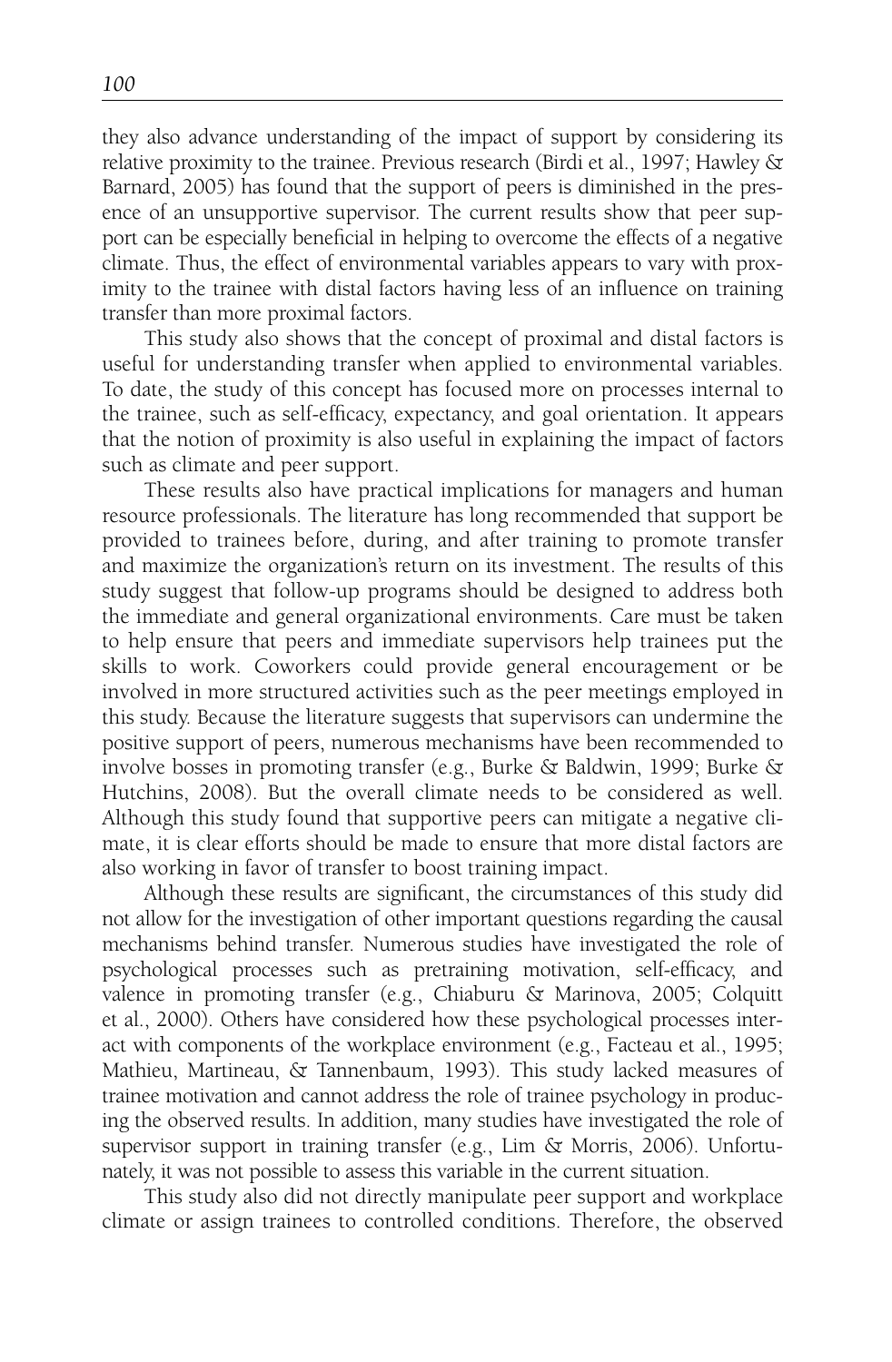they also advance understanding of the impact of support by considering its relative proximity to the trainee. Previous research (Birdi et al., 1997; Hawley & Barnard, 2005) has found that the support of peers is diminished in the presence of an unsupportive supervisor. The current results show that peer support can be especially beneficial in helping to overcome the effects of a negative climate. Thus, the effect of environmental variables appears to vary with proximity to the trainee with distal factors having less of an influence on training transfer than more proximal factors.

This study also shows that the concept of proximal and distal factors is useful for understanding transfer when applied to environmental variables. To date, the study of this concept has focused more on processes internal to the trainee, such as self-efficacy, expectancy, and goal orientation. It appears that the notion of proximity is also useful in explaining the impact of factors such as climate and peer support.

These results also have practical implications for managers and human resource professionals. The literature has long recommended that support be provided to trainees before, during, and after training to promote transfer and maximize the organization's return on its investment. The results of this study suggest that follow-up programs should be designed to address both the immediate and general organizational environments. Care must be taken to help ensure that peers and immediate supervisors help trainees put the skills to work. Coworkers could provide general encouragement or be involved in more structured activities such as the peer meetings employed in this study. Because the literature suggests that supervisors can undermine the positive support of peers, numerous mechanisms have been recommended to involve bosses in promoting transfer (e.g., Burke & Baldwin, 1999; Burke & Hutchins, 2008). But the overall climate needs to be considered as well. Although this study found that supportive peers can mitigate a negative climate, it is clear efforts should be made to ensure that more distal factors are also working in favor of transfer to boost training impact.

Although these results are significant, the circumstances of this study did not allow for the investigation of other important questions regarding the causal mechanisms behind transfer. Numerous studies have investigated the role of psychological processes such as pretraining motivation, self-efficacy, and valence in promoting transfer (e.g., Chiaburu & Marinova, 2005; Colquitt et al., 2000). Others have considered how these psychological processes interact with components of the workplace environment (e.g., Facteau et al., 1995; Mathieu, Martineau, & Tannenbaum, 1993). This study lacked measures of trainee motivation and cannot address the role of trainee psychology in producing the observed results. In addition, many studies have investigated the role of supervisor support in training transfer (e.g., Lim & Morris, 2006). Unfortunately, it was not possible to assess this variable in the current situation.

This study also did not directly manipulate peer support and workplace climate or assign trainees to controlled conditions. Therefore, the observed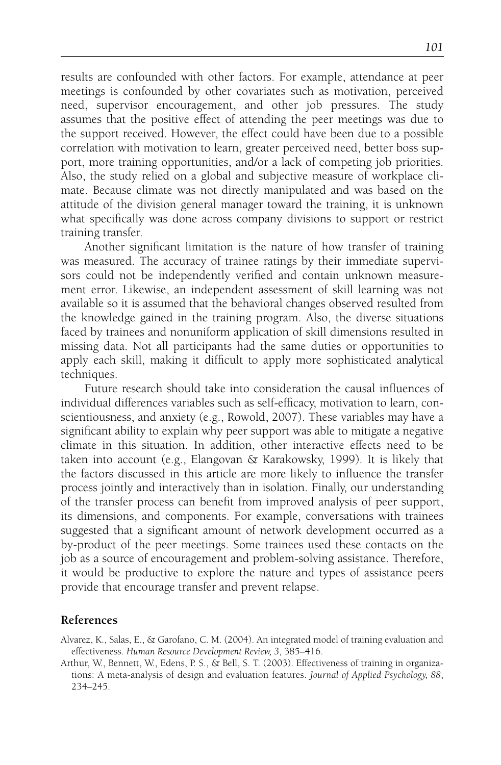results are confounded with other factors. For example, attendance at peer meetings is confounded by other covariates such as motivation, perceived need, supervisor encouragement, and other job pressures. The study assumes that the positive effect of attending the peer meetings was due to the support received. However, the effect could have been due to a possible correlation with motivation to learn, greater perceived need, better boss support, more training opportunities, and/or a lack of competing job priorities. Also, the study relied on a global and subjective measure of workplace climate. Because climate was not directly manipulated and was based on the attitude of the division general manager toward the training, it is unknown what specifically was done across company divisions to support or restrict training transfer.

Another significant limitation is the nature of how transfer of training was measured. The accuracy of trainee ratings by their immediate supervisors could not be independently verified and contain unknown measurement error. Likewise, an independent assessment of skill learning was not available so it is assumed that the behavioral changes observed resulted from the knowledge gained in the training program. Also, the diverse situations faced by trainees and nonuniform application of skill dimensions resulted in missing data. Not all participants had the same duties or opportunities to apply each skill, making it difficult to apply more sophisticated analytical techniques.

Future research should take into consideration the causal influences of individual differences variables such as self-efficacy, motivation to learn, conscientiousness, and anxiety (e.g., Rowold, 2007). These variables may have a significant ability to explain why peer support was able to mitigate a negative climate in this situation. In addition, other interactive effects need to be taken into account (e.g., Elangovan & Karakowsky, 1999). It is likely that the factors discussed in this article are more likely to influence the transfer process jointly and interactively than in isolation. Finally, our understanding of the transfer process can benefit from improved analysis of peer support, its dimensions, and components. For example, conversations with trainees suggested that a significant amount of network development occurred as a by-product of the peer meetings. Some trainees used these contacts on the job as a source of encouragement and problem-solving assistance. Therefore, it would be productive to explore the nature and types of assistance peers provide that encourage transfer and prevent relapse.

## References

Alvarez, K., Salas, E., & Garofano, C. M. (2004). An integrated model of training evaluation and effectiveness. *Human Resource Development Review, 3*, 385–416.

Arthur, W., Bennett, W., Edens, P. S., & Bell, S. T. (2003). Effectiveness of training in organizations: A meta-analysis of design and evaluation features. *Journal of Applied Psychology, 88*, 234–245.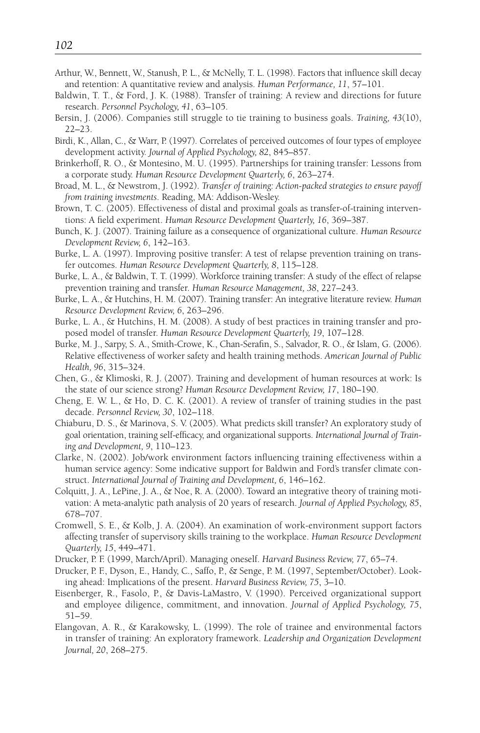Arthur, W., Bennett, W., Stanush, P. L., & McNelly, T. L. (1998). Factors that influence skill decay and retention: A quantitative review and analysis. *Human Performance, 11*, 57–101.

Baldwin, T. T., & Ford, J. K. (1988). Transfer of training: A review and directions for future research. *Personnel Psychology, 41*, 63–105.

Bersin, J. (2006). Companies still struggle to tie training to business goals. *Training, 43*(10), 22–23.

Birdi, K., Allan, C., & Warr, P. (1997). Correlates of perceived outcomes of four types of employee development activity. *Journal of Applied Psychology, 82*, 845–857.

Brinkerhoff, R. O., & Montesino, M. U. (1995). Partnerships for training transfer: Lessons from a corporate study. *Human Resource Development Quarterly, 6*, 263–274.

Broad, M. L., & Newstrom, J. (1992). *Transfer of training: Action-packed strategies to ensure payoff from training investments*. Reading, MA: Addison-Wesley.

Brown, T. C. (2005). Effectiveness of distal and proximal goals as transfer-of-training interventions: A field experiment. *Human Resource Development Quarterly, 16*, 369–387.

Bunch, K. J. (2007). Training failure as a consequence of organizational culture. *Human Resource Development Review, 6*, 142–163.

Burke, L. A. (1997). Improving positive transfer: A test of relapse prevention training on transfer outcomes. *Human Resource Development Quarterly, 8*, 115–128.

Burke, L. A., & Baldwin, T. T. (1999). Workforce training transfer: A study of the effect of relapse prevention training and transfer. *Human Resource Management, 38*, 227–243.

Burke, L. A., & Hutchins, H. M. (2007). Training transfer: An integrative literature review. *Human Resource Development Review, 6*, 263–296.

Burke, L. A., & Hutchins, H. M. (2008). A study of best practices in training transfer and proposed model of transfer. *Human Resource Development Quarterly, 19*, 107–128.

Burke, M. J., Sarpy, S. A., Smith-Crowe, K., Chan-Serafin, S., Salvador, R. O., & Islam, G. (2006). Relative effectiveness of worker safety and health training methods. *American Journal of Public Health, 96*, 315–324.

Chen, G., & Klimoski, R. J. (2007). Training and development of human resources at work: Is the state of our science strong? *Human Resource Development Review, 17*, 180–190.

Cheng, E. W. L., & Ho, D. C. K. (2001). A review of transfer of training studies in the past decade. *Personnel Review, 30*, 102–118.

Chiaburu, D. S., & Marinova, S. V. (2005). What predicts skill transfer? An exploratory study of goal orientation, training self-efficacy, and organizational supports. *International Journal of Training and Development, 9*, 110–123.

Clarke, N. (2002). Job/work environment factors influencing training effectiveness within a human service agency: Some indicative support for Baldwin and Ford's transfer climate construct. *International Journal of Training and Development, 6*, 146–162.

Colquitt, J. A., LePine, J. A., & Noe, R. A. (2000). Toward an integrative theory of training motivation: A meta-analytic path analysis of 20 years of research. *Journal of Applied Psychology, 85*, 678–707.

Cromwell, S. E., & Kolb, J. A. (2004). An examination of work-environment support factors affecting transfer of supervisory skills training to the workplace. *Human Resource Development Quarterly, 15*, 449–471.

Drucker, P. F. (1999, March/April). Managing oneself. *Harvard Business Review, 77*, 65–74.

Drucker, P. F., Dyson, E., Handy, C., Saffo, P., & Senge, P. M. (1997, September/October). Looking ahead: Implications of the present. *Harvard Business Review, 75*, 3–10.

Eisenberger, R., Fasolo, P., & Davis-LaMastro, V. (1990). Perceived organizational support and employee diligence, commitment, and innovation. *Journal of Applied Psychology, 75*, 51–59.

Elangovan, A. R., & Karakowsky, L. (1999). The role of trainee and environmental factors in transfer of training: An exploratory framework. *Leadership and Organization Development Journal, 20*, 268–275.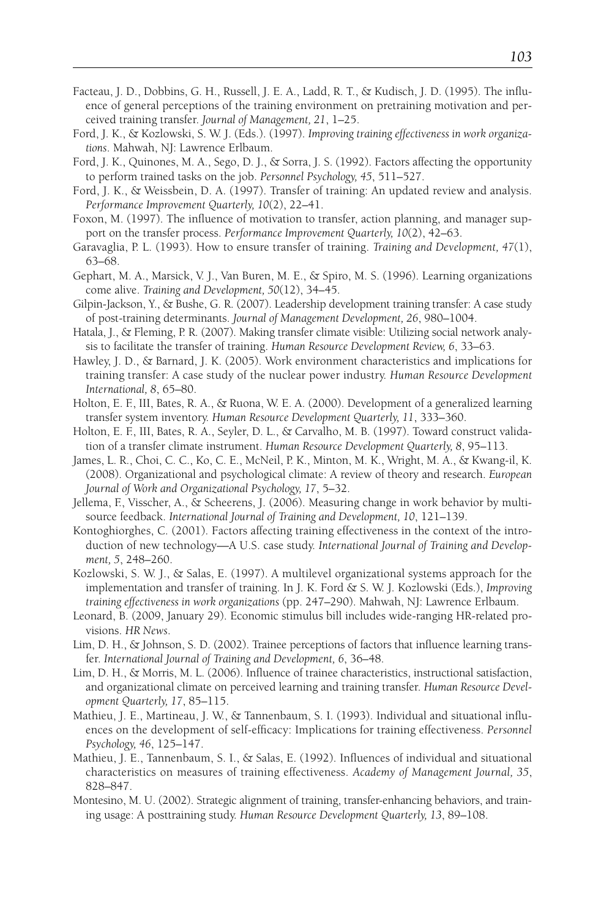Facteau, J. D., Dobbins, G. H., Russell, J. E. A., Ladd, R. T., & Kudisch, J. D. (1995). The influence of general perceptions of the training environment on pretraining motivation and perceived training transfer. *Journal of Management, 21*, 1–25.

Ford, J. K., & Kozlowski, S. W. J. (Eds.). (1997). *Improving training effectiveness in work organizations*. Mahwah, NJ: Lawrence Erlbaum.

Ford, J. K., Quinones, M. A., Sego, D. J., & Sorra, J. S. (1992). Factors affecting the opportunity to perform trained tasks on the job. *Personnel Psychology, 45*, 511–527.

Ford, J. K., & Weissbein, D. A. (1997). Transfer of training: An updated review and analysis. *Performance Improvement Quarterly, 10*(2), 22–41.

Foxon, M. (1997). The influence of motivation to transfer, action planning, and manager support on the transfer process. *Performance Improvement Quarterly, 10*(2), 42–63.

Garavaglia, P. L. (1993). How to ensure transfer of training. *Training and Development, 47*(1), 63–68.

Gephart, M. A., Marsick, V. J., Van Buren, M. E., & Spiro, M. S. (1996). Learning organizations come alive. *Training and Development, 50*(12), 34–45.

Gilpin-Jackson, Y., & Bushe, G. R. (2007). Leadership development training transfer: A case study of post-training determinants. *Journal of Management Development, 26*, 980–1004.

Hatala, J., & Fleming, P. R. (2007). Making transfer climate visible: Utilizing social network analysis to facilitate the transfer of training. *Human Resource Development Review, 6*, 33–63.

Hawley, J. D., & Barnard, J. K. (2005). Work environment characteristics and implications for training transfer: A case study of the nuclear power industry. *Human Resource Development International, 8*, 65–80.

Holton, E. F., III, Bates, R. A., & Ruona, W. E. A. (2000). Development of a generalized learning transfer system inventory. *Human Resource Development Quarterly, 11*, 333–360.

Holton, E. F., III, Bates, R. A., Seyler, D. L., & Carvalho, M. B. (1997). Toward construct validation of a transfer climate instrument. *Human Resource Development Quarterly, 8*, 95–113.

James, L. R., Choi, C. C., Ko, C. E., McNeil, P. K., Minton, M. K., Wright, M. A., & Kwang-il, K. (2008). Organizational and psychological climate: A review of theory and research. *European Journal of Work and Organizational Psychology, 17*, 5–32.

Jellema, F., Visscher, A., & Scheerens, J. (2006). Measuring change in work behavior by multisource feedback. *International Journal of Training and Development, 10*, 121–139.

Kontoghiorghes, C. (2001). Factors affecting training effectiveness in the context of the introduction of new technology—A U.S. case study. *International Journal of Training and Development, 5*, 248–260.

Kozlowski, S. W. J., & Salas, E. (1997). A multilevel organizational systems approach for the implementation and transfer of training. In J. K. Ford & S. W. J. Kozlowski (Eds.), *Improving training effectiveness in work organizations* (pp. 247–290). Mahwah, NJ: Lawrence Erlbaum.

Leonard, B. (2009, January 29). Economic stimulus bill includes wide-ranging HR-related provisions. *HR News*.

Lim, D. H., & Johnson, S. D. (2002). Trainee perceptions of factors that influence learning transfer. *International Journal of Training and Development, 6*, 36–48.

Lim, D. H., & Morris, M. L. (2006). Influence of trainee characteristics, instructional satisfaction, and organizational climate on perceived learning and training transfer. *Human Resource Development Quarterly, 17*, 85–115.

Mathieu, J. E., Martineau, J. W., & Tannenbaum, S. I. (1993). Individual and situational influences on the development of self-efficacy: Implications for training effectiveness. *Personnel Psychology, 46*, 125–147.

Mathieu, J. E., Tannenbaum, S. I., & Salas, E. (1992). Influences of individual and situational characteristics on measures of training effectiveness. *Academy of Management Journal, 35*, 828–847.

Montesino, M. U. (2002). Strategic alignment of training, transfer-enhancing behaviors, and training usage: A posttraining study. *Human Resource Development Quarterly, 13*, 89–108.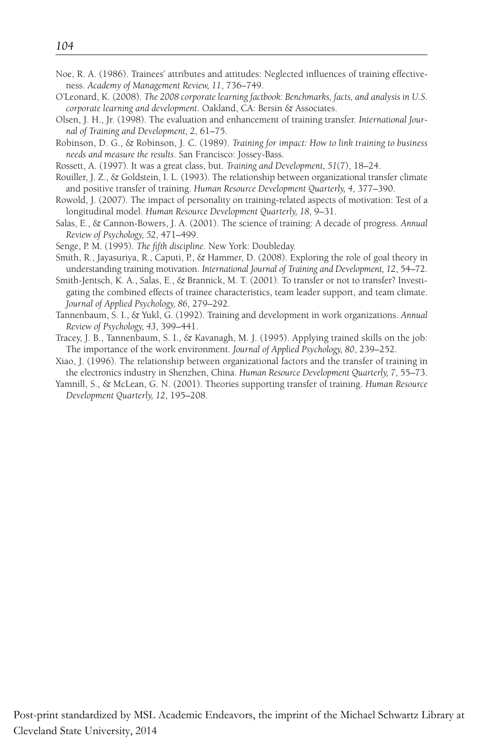Noe, R. A. (1986). Trainees' attributes and attitudes: Neglected influences of training effectiveness. *Academy of Management Review, 11*, 736–749.

O'Leonard, K. (2008). *The 2008 corporate learning factbook: Benchmarks, facts, and analysis in U.S. corporate learning and development*. Oakland, CA: Bersin & Associates.

Olsen, J. H., Jr. (1998). The evaluation and enhancement of training transfer. *International Journal of Training and Development, 2*, 61–75.

Robinson, D. G., & Robinson, J. C. (1989). *Training for impact: How to link training to business needs and measure the results*. San Francisco: Jossey-Bass.

Rossett, A. (1997). It was a great class, but. *Training and Development, 51*(7), 18–24.

Rouiller, J. Z., & Goldstein, I. L. (1993). The relationship between organizational transfer climate and positive transfer of training. *Human Resource Development Quarterly, 4*, 377–390.

Rowold, J. (2007). The impact of personality on training-related aspects of motivation: Test of a longitudinal model. *Human Resource Development Quarterly, 18*, 9–31.

Salas, E., & Cannon-Bowers, J. A. (2001). The science of training: A decade of progress. *Annual Review of Psychology, 52*, 471–499.

Senge, P. M. (1995). *The fifth discipline*. New York: Doubleday.

Smith, R., Jayasuriya, R., Caputi, P., & Hammer, D. (2008). Exploring the role of goal theory in understanding training motivation. *International Journal of Training and Development, 12*, 54–72.

Smith-Jentsch, K. A., Salas, E., & Brannick, M. T. (2001). To transfer or not to transfer? Investigating the combined effects of trainee characteristics, team leader support, and team climate. *Journal of Applied Psychology, 86*, 279–292.

Tannenbaum, S. I., & Yukl, G. (1992). Training and development in work organizations. *Annual Review of Psychology, 43*, 399–441.

Tracey, J. B., Tannenbaum, S. I., & Kavanagh, M. J. (1995). Applying trained skills on the job: The importance of the work environment. *Journal of Applied Psychology, 80*, 239–252.

Xiao, J. (1996). The relationship between organizational factors and the transfer of training in the electronics industry in Shenzhen, China. *Human Resource Development Quarterly, 7*, 55–73.

Yamnill, S., & McLean, G. N. (2001). Theories supporting transfer of training. *Human Resource Development Quarterly, 12*, 195–208.

Post-print standardized by MSL Academic Endeavors, the imprint of the Michael Schwartz Library at Cleveland State University, 2014